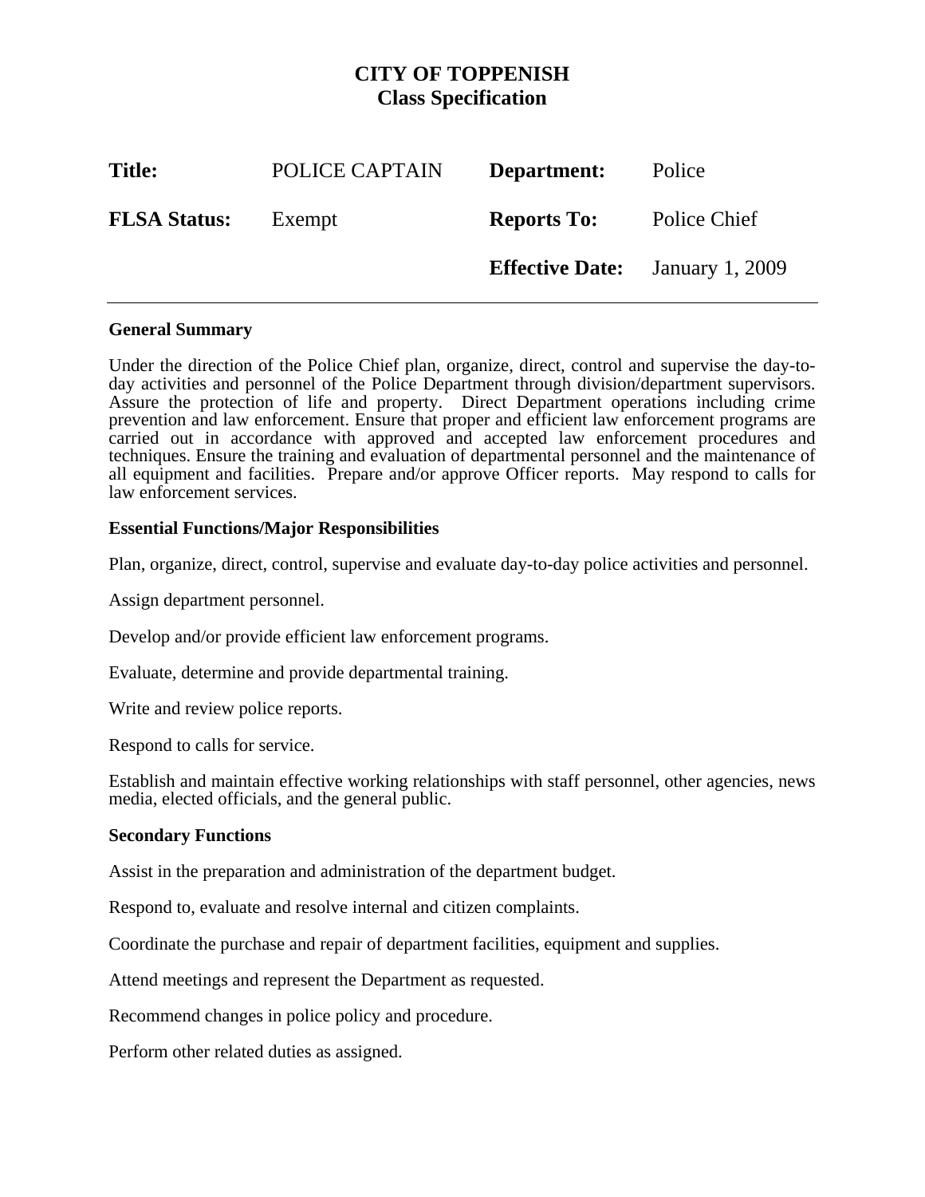# CITY OF TOPPENISH
## Class Specification

| **Title:** | POLICE CAPTAIN | **Department:** | Police |
|---|---|---|---|
| **FLSA Status:** | Exempt | **Reports To:** | Police Chief |
| | | **Effective Date:** | January 1, 2009 |

---

**General Summary**

Under the direction of the Police Chief plan, organize, direct, control and supervise the day-to-day activities and personnel of the Police Department through division/department supervisors. Assure the protection of life and property. Direct Department operations including crime prevention and law enforcement. Ensure that proper and efficient law enforcement programs are carried out in accordance with approved and accepted law enforcement procedures and techniques. Ensure the training and evaluation of departmental personnel and the maintenance of all equipment and facilities. Prepare and/or approve Officer reports. May respond to calls for law enforcement services.

**Essential Functions/Major Responsibilities**

Plan, organize, direct, control, supervise and evaluate day-to-day police activities and personnel.

Assign department personnel.

Develop and/or provide efficient law enforcement programs.

Evaluate, determine and provide departmental training.

Write and review police reports.

Respond to calls for service.

Establish and maintain effective working relationships with staff personnel, other agencies, news media, elected officials, and the general public.

**Secondary Functions**

Assist in the preparation and administration of the department budget.

Respond to, evaluate and resolve internal and citizen complaints.

Coordinate the purchase and repair of department facilities, equipment and supplies.

Attend meetings and represent the Department as requested.

Recommend changes in police policy and procedure.

Perform other related duties as assigned.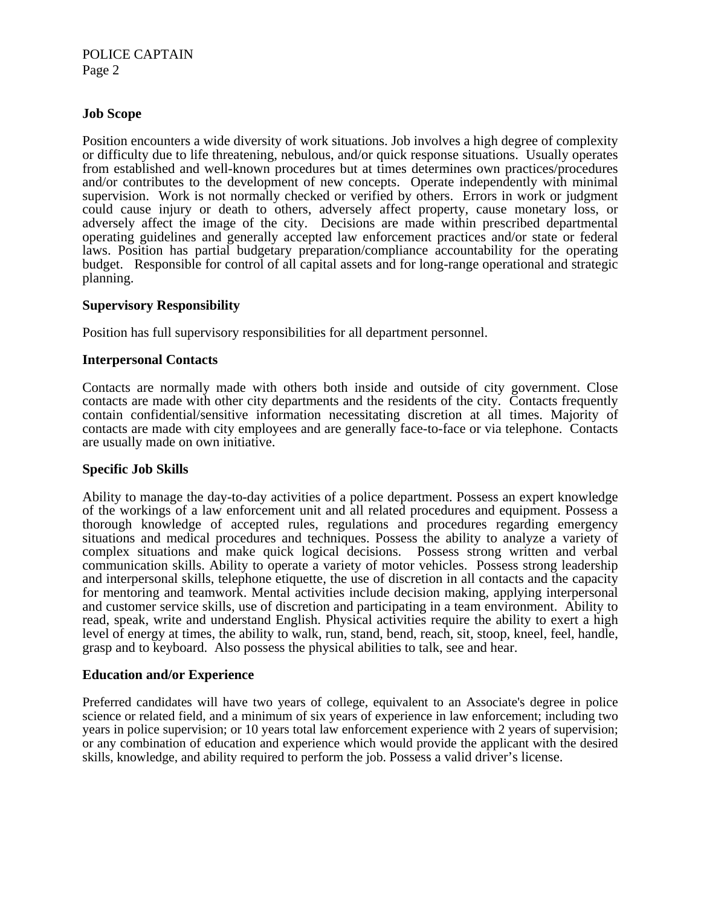**Job Scope**

Position encounters a wide diversity of work situations. Job involves a high degree of complexity or difficulty due to life threatening, nebulous, and/or quick response situations. Usually operates from established and well-known procedures but at times determines own practices/procedures and/or contributes to the development of new concepts. Operate independently with minimal supervision. Work is not normally checked or verified by others. Errors in work or judgment could cause injury or death to others, adversely affect property, cause monetary loss, or adversely affect the image of the city. Decisions are made within prescribed departmental operating guidelines and generally accepted law enforcement practices and/or state or federal laws. Position has partial budgetary preparation/compliance accountability for the operating budget. Responsible for control of all capital assets and for long-range operational and strategic planning.

**Supervisory Responsibility**

Position has full supervisory responsibilities for all department personnel.

**Interpersonal Contacts**

Contacts are normally made with others both inside and outside of city government. Close contacts are made with other city departments and the residents of the city. Contacts frequently contain confidential/sensitive information necessitating discretion at all times. Majority of contacts are made with city employees and are generally face-to-face or via telephone. Contacts are usually made on own initiative.

**Specific Job Skills**

Ability to manage the day-to-day activities of a police department. Possess an expert knowledge of the workings of a law enforcement unit and all related procedures and equipment. Possess a thorough knowledge of accepted rules, regulations and procedures regarding emergency situations and medical procedures and techniques. Possess the ability to analyze a variety of complex situations and make quick logical decisions. Possess strong written and verbal communication skills. Ability to operate a variety of motor vehicles. Possess strong leadership and interpersonal skills, telephone etiquette, the use of discretion in all contacts and the capacity for mentoring and teamwork. Mental activities include decision making, applying interpersonal and customer service skills, use of discretion and participating in a team environment. Ability to read, speak, write and understand English. Physical activities require the ability to exert a high level of energy at times, the ability to walk, run, stand, bend, reach, sit, stoop, kneel, feel, handle, grasp and to keyboard. Also possess the physical abilities to talk, see and hear.

**Education and/or Experience**

Preferred candidates will have two years of college, equivalent to an Associate's degree in police science or related field, and a minimum of six years of experience in law enforcement; including two years in police supervision; or 10 years total law enforcement experience with 2 years of supervision; or any combination of education and experience which would provide the applicant with the desired skills, knowledge, and ability required to perform the job. Possess a valid driver's license.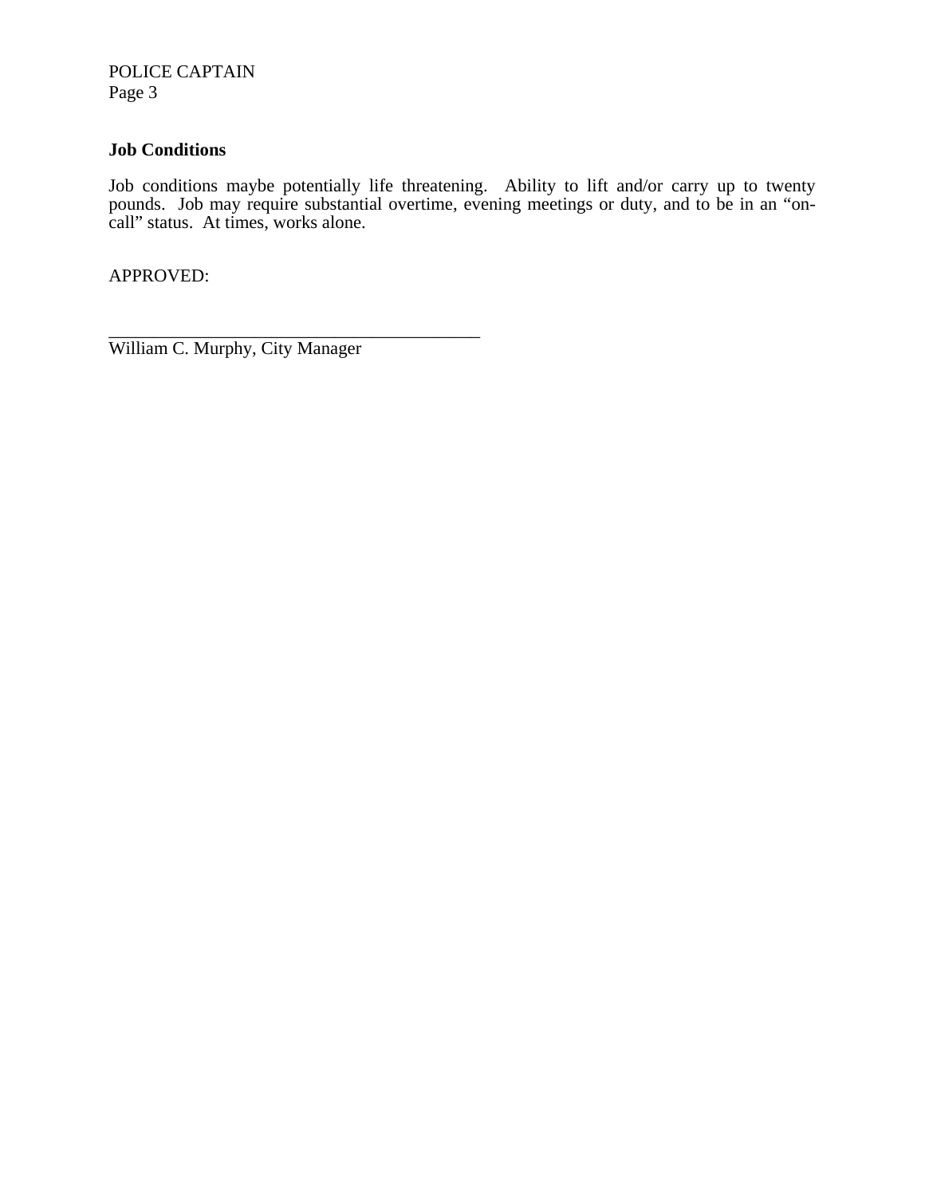## Job Conditions

Job conditions maybe potentially life threatening. Ability to lift and/or carry up to twenty pounds. Job may require substantial overtime, evening meetings or duty, and to be in an "on-call" status. At times, works alone.

APPROVED:

\_\_\_\_\_\_\_\_\_\_\_\_\_\_\_\_\_\_\_\_\_\_\_\_\_\_\_\_\_\_\_\_\_\_\_\_\_\_\_\_\_\_

William C. Murphy, City Manager